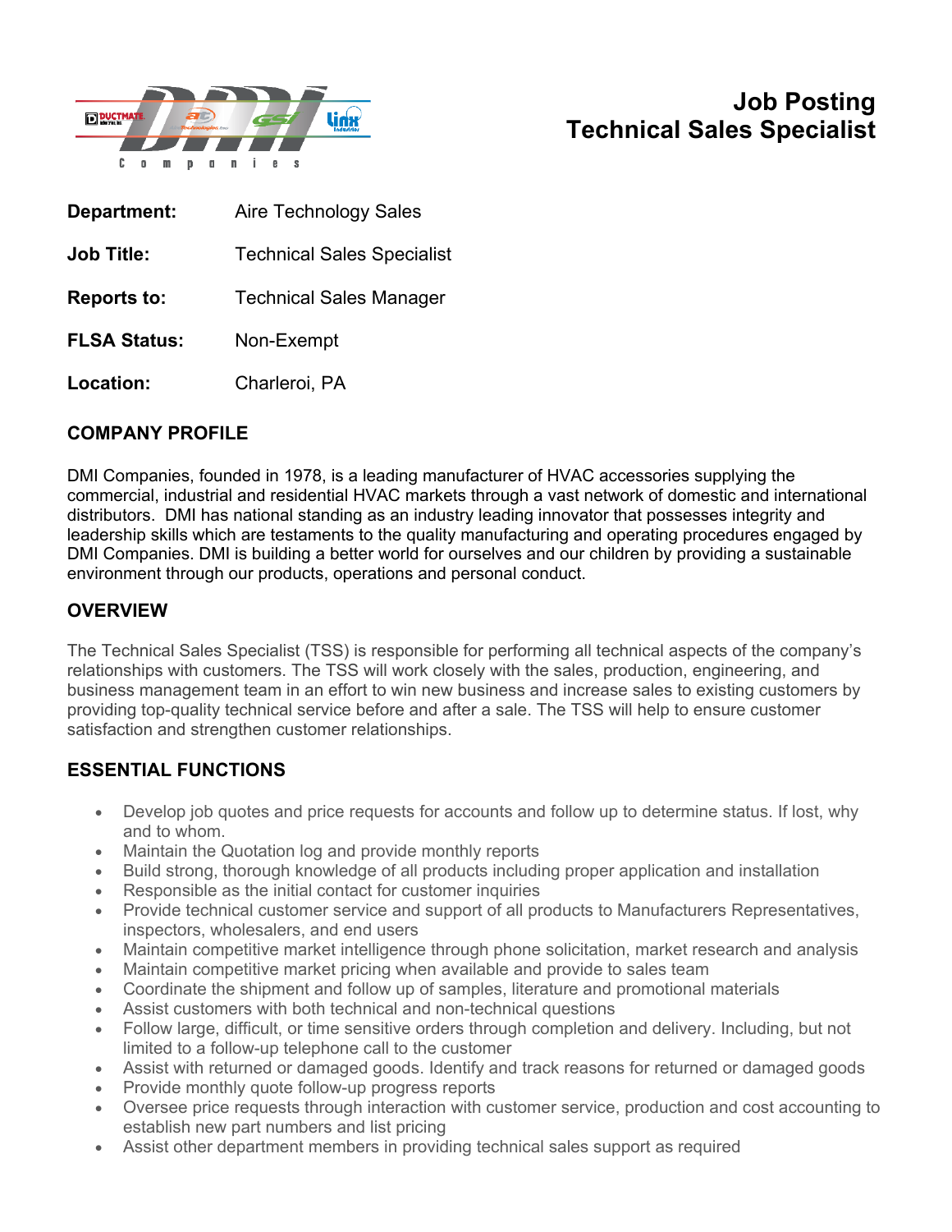# Job Posting
# Technical Sales Specialist

**Department:** Aire Technology Sales

**Job Title:** Technical Sales Specialist

**Reports to:** Technical Sales Manager

**FLSA Status:** Non-Exempt

**Location:** Charleroi, PA

## COMPANY PROFILE

DMI Companies, founded in 1978, is a leading manufacturer of HVAC accessories supplying the commercial, industrial and residential HVAC markets through a vast network of domestic and international distributors. DMI has national standing as an industry leading innovator that possesses integrity and leadership skills which are testaments to the quality manufacturing and operating procedures engaged by DMI Companies. DMI is building a better world for ourselves and our children by providing a sustainable environment through our products, operations and personal conduct.

## OVERVIEW

The Technical Sales Specialist (TSS) is responsible for performing all technical aspects of the company's relationships with customers. The TSS will work closely with the sales, production, engineering, and business management team in an effort to win new business and increase sales to existing customers by providing top-quality technical service before and after a sale. The TSS will help to ensure customer satisfaction and strengthen customer relationships.

## ESSENTIAL FUNCTIONS

- Develop job quotes and price requests for accounts and follow up to determine status. If lost, why and to whom.
- Maintain the Quotation log and provide monthly reports
- Build strong, thorough knowledge of all products including proper application and installation
- Responsible as the initial contact for customer inquiries
- Provide technical customer service and support of all products to Manufacturers Representatives, inspectors, wholesalers, and end users
- Maintain competitive market intelligence through phone solicitation, market research and analysis
- Maintain competitive market pricing when available and provide to sales team
- Coordinate the shipment and follow up of samples, literature and promotional materials
- Assist customers with both technical and non-technical questions
- Follow large, difficult, or time sensitive orders through completion and delivery. Including, but not limited to a follow-up telephone call to the customer
- Assist with returned or damaged goods. Identify and track reasons for returned or damaged goods
- Provide monthly quote follow-up progress reports
- Oversee price requests through interaction with customer service, production and cost accounting to establish new part numbers and list pricing
- Assist other department members in providing technical sales support as required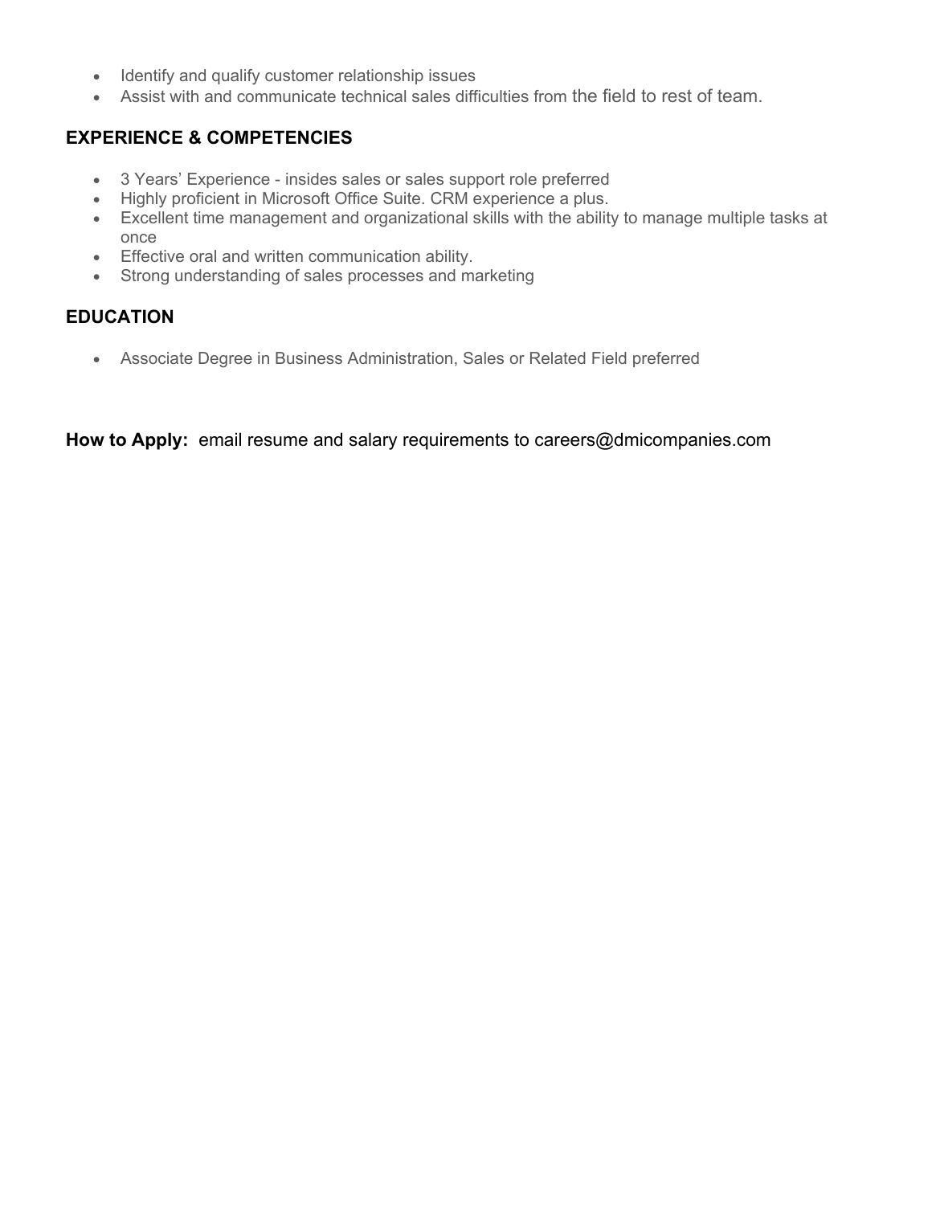- Identify and qualify customer relationship issues
- Assist with and communicate technical sales difficulties from the field to rest of team.

## EXPERIENCE & COMPETENCIES

- 3 Years' Experience - insides sales or sales support role preferred
- Highly proficient in Microsoft Office Suite. CRM experience a plus.
- Excellent time management and organizational skills with the ability to manage multiple tasks at once
- Effective oral and written communication ability.
- Strong understanding of sales processes and marketing

## EDUCATION

- Associate Degree in Business Administration, Sales or Related Field preferred

**How to Apply:** email resume and salary requirements to careers@dmicompanies.com